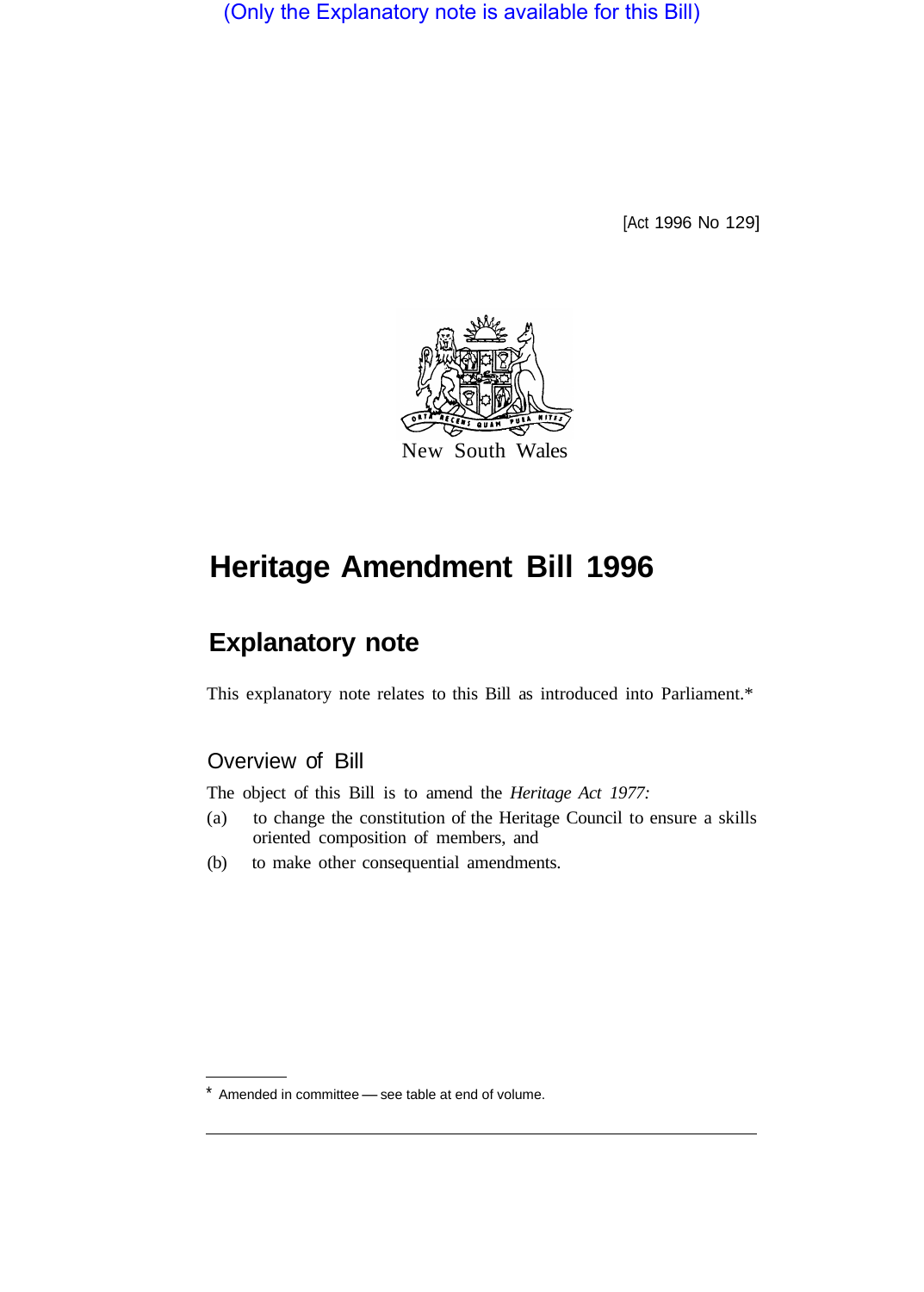(Only the Explanatory note is available for this Bill)

[Act 1996 No 129]

New South Wales

# Heritage Amendment Bill 1996

## Explanatory note

This explanatory note relates to this Bill as introduced into Parliament.*

### Overview of Bill

The object of this Bill is to amend the *Heritage Act 1977:*

(a) to change the constitution of the Heritage Council to ensure a skills oriented composition of members, and

(b) to make other consequential amendments.

* Amended in committee — see table at end of volume.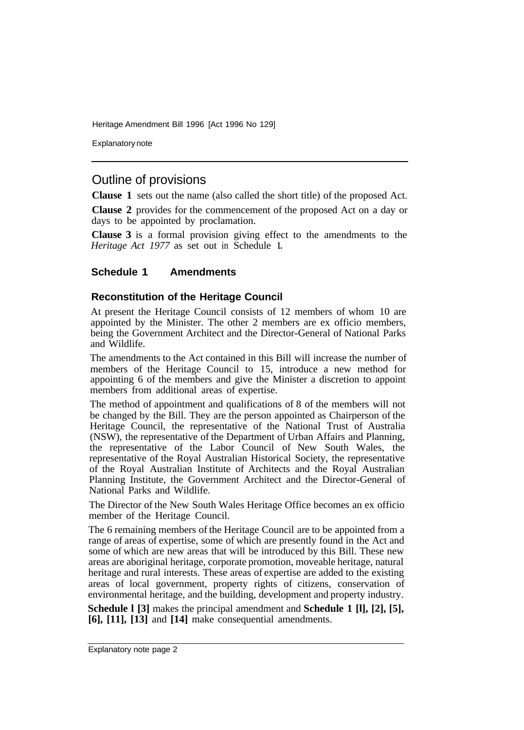## Outline of provisions

**Clause 1** sets out the name (also called the short title) of the proposed Act.

**Clause 2** provides for the commencement of the proposed Act on a day or days to be appointed by proclamation.

**Clause 3** is a formal provision giving effect to the amendments to the *Heritage Act 1977* as set out in Schedule 1.

### Schedule 1 Amendments

#### Reconstitution of the Heritage Council

At present the Heritage Council consists of 12 members of whom 10 are appointed by the Minister. The other 2 members are ex officio members, being the Government Architect and the Director-General of National Parks and Wildlife.

The amendments to the Act contained in this Bill will increase the number of members of the Heritage Council to 15, introduce a new method for appointing 6 of the members and give the Minister a discretion to appoint members from additional areas of expertise.

The method of appointment and qualifications of 8 of the members will not be changed by the Bill. They are the person appointed as Chairperson of the Heritage Council, the representative of the National Trust of Australia (NSW), the representative of the Department of Urban Affairs and Planning, the representative of the Labor Council of New South Wales, the representative of the Royal Australian Historical Society, the representative of the Royal Australian Institute of Architects and the Royal Australian Planning Institute, the Government Architect and the Director-General of National Parks and Wildlife.

The Director of the New South Wales Heritage Office becomes an ex officio member of the Heritage Council.

The 6 remaining members of the Heritage Council are to be appointed from a range of areas of expertise, some of which are presently found in the Act and some of which are new areas that will be introduced by this Bill. These new areas are aboriginal heritage, corporate promotion, moveable heritage, natural heritage and rural interests. These areas of expertise are added to the existing areas of local government, property rights of citizens, conservation of environmental heritage, and the building, development and property industry.

**Schedule 1 [3]** makes the principal amendment and **Schedule 1 [1], [2], [5], [6], [11], [13]** and **[14]** make consequential amendments.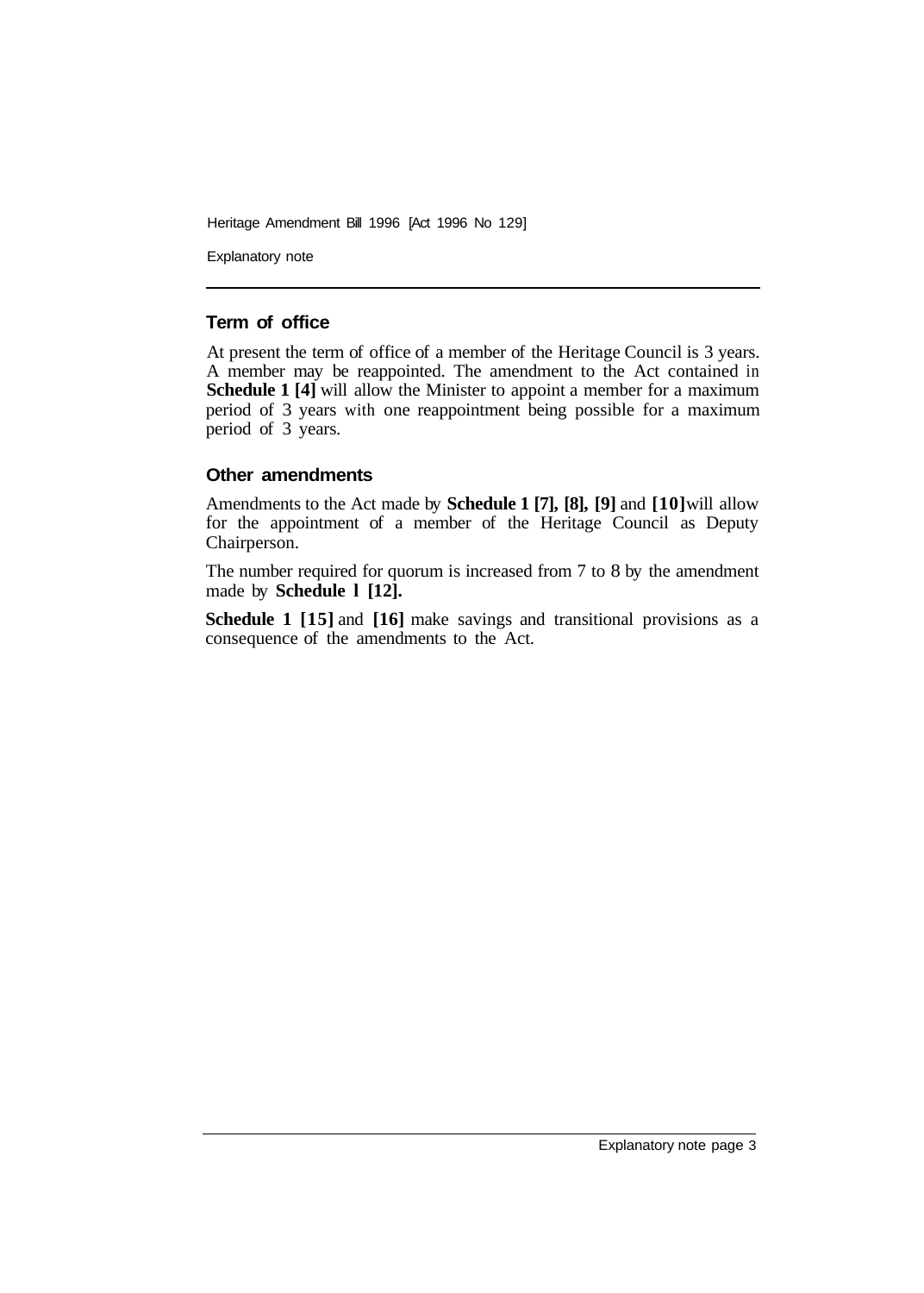## Term of office

At present the term of office of a member of the Heritage Council is 3 years. A member may be reappointed. The amendment to the Act contained in **Schedule 1 [4]** will allow the Minister to appoint a member for a maximum period of 3 years with one reappointment being possible for a maximum period of 3 years.

## Other amendments

Amendments to the Act made by **Schedule 1 [7], [8], [9]** and **[10]** will allow for the appointment of a member of the Heritage Council as Deputy Chairperson.

The number required for quorum is increased from 7 to 8 by the amendment made by **Schedule l [12].**

**Schedule 1 [15]** and **[16]** make savings and transitional provisions as a consequence of the amendments to the Act.